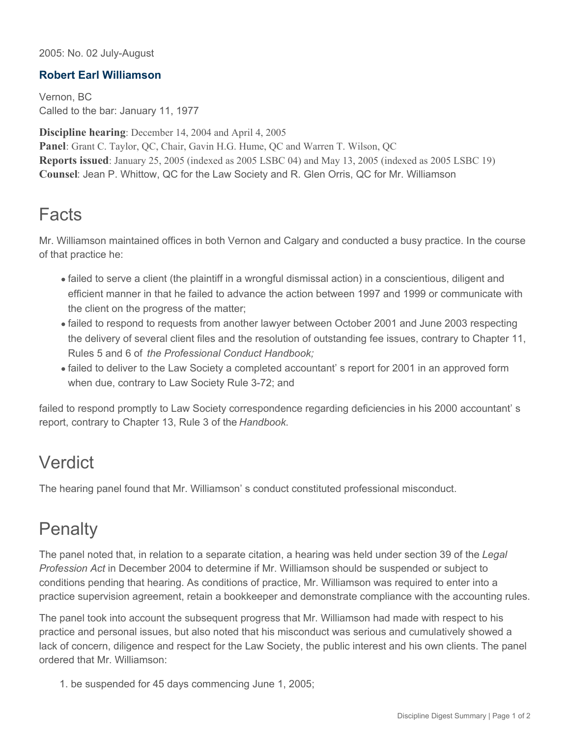2005: No. 02 July-August

### Robert Earl Williamson

Vernon, BC
Called to the bar: January 11, 1977

**Discipline hearing**: December 14, 2004 and April 4, 2005
**Panel**: Grant C. Taylor, QC, Chair, Gavin H.G. Hume, QC and Warren T. Wilson, QC
**Reports issued**: January 25, 2005 (indexed as 2005 LSBC 04) and May 13, 2005 (indexed as 2005 LSBC 19)
**Counsel**: Jean P. Whittow, QC for the Law Society and R. Glen Orris, QC for Mr. Williamson

## Facts

Mr. Williamson maintained offices in both Vernon and Calgary and conducted a busy practice. In the course of that practice he:

- failed to serve a client (the plaintiff in a wrongful dismissal action) in a conscientious, diligent and efficient manner in that he failed to advance the action between 1997 and 1999 or communicate with the client on the progress of the matter;
- failed to respond to requests from another lawyer between October 2001 and June 2003 respecting the delivery of several client files and the resolution of outstanding fee issues, contrary to Chapter 11, Rules 5 and 6 of *the Professional Conduct Handbook;*
- failed to deliver to the Law Society a completed accountant's report for 2001 in an approved form when due, contrary to Law Society Rule 3-72; and

failed to respond promptly to Law Society correspondence regarding deficiencies in his 2000 accountant's report, contrary to Chapter 13, Rule 3 of the *Handbook*.

## Verdict

The hearing panel found that Mr. Williamson's conduct constituted professional misconduct.

## Penalty

The panel noted that, in relation to a separate citation, a hearing was held under section 39 of the *Legal Profession Act* in December 2004 to determine if Mr. Williamson should be suspended or subject to conditions pending that hearing. As conditions of practice, Mr. Williamson was required to enter into a practice supervision agreement, retain a bookkeeper and demonstrate compliance with the accounting rules.

The panel took into account the subsequent progress that Mr. Williamson had made with respect to his practice and personal issues, but also noted that his misconduct was serious and cumulatively showed a lack of concern, diligence and respect for the Law Society, the public interest and his own clients. The panel ordered that Mr. Williamson:

1. be suspended for 45 days commencing June 1, 2005;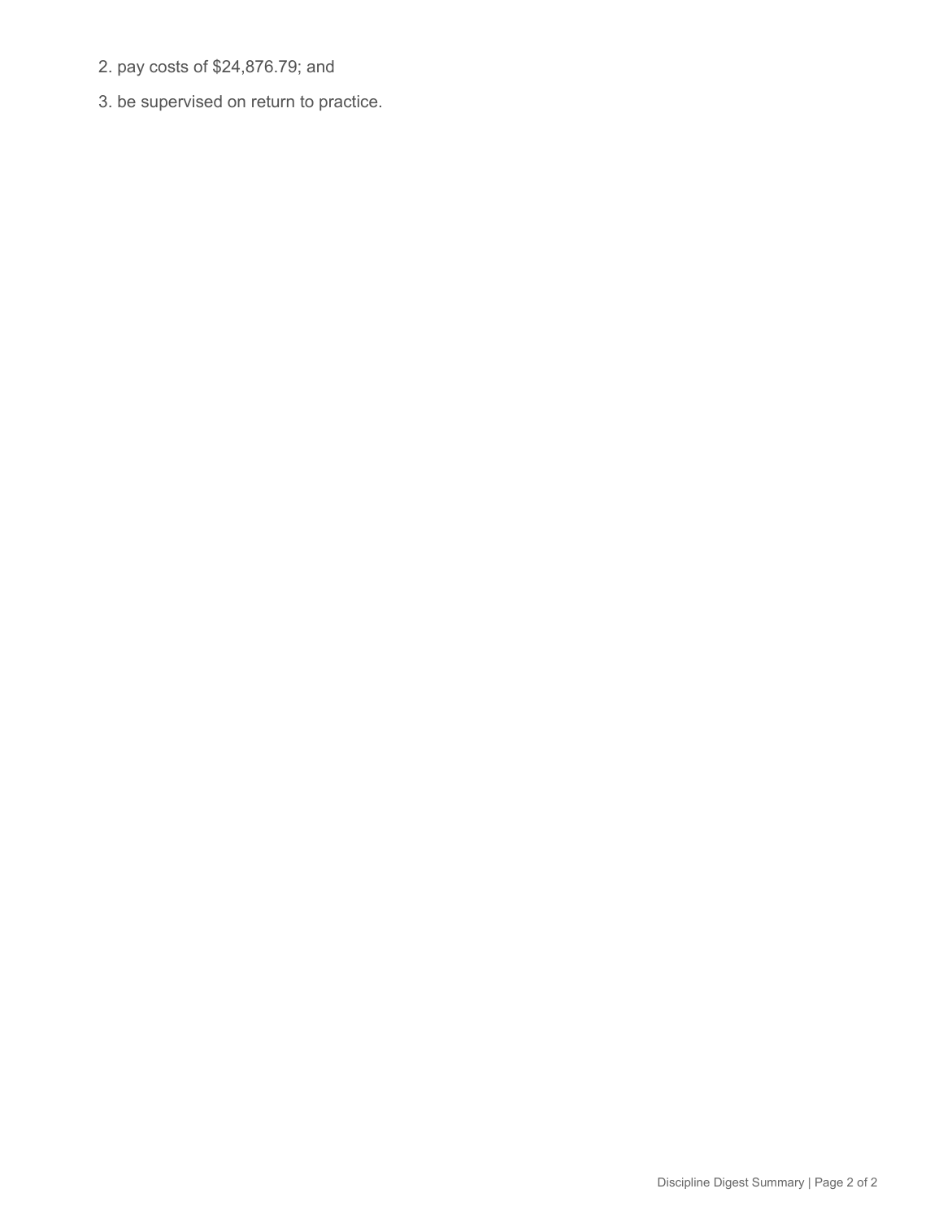2. pay costs of $24,876.79; and
3. be supervised on return to practice.